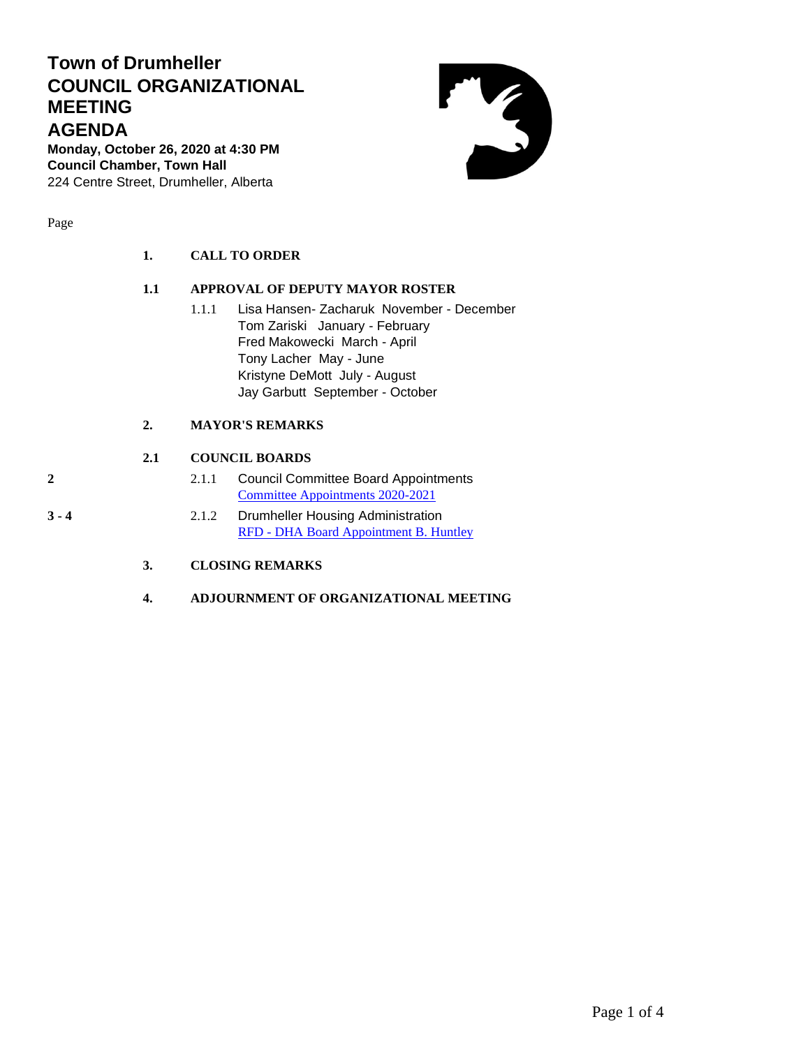# Town of Drumheller
# COUNCIL ORGANIZATIONAL MEETING
# AGENDA

**Monday, October 26, 2020 at 4:30 PM**
**Council Chamber, Town Hall**
224 Centre Street, Drumheller, Alberta

Page

**1. CALL TO ORDER**

**1.1 APPROVAL OF DEPUTY MAYOR ROSTER**

1.1.1 Lisa Hansen- Zacharuk November - December
Tom Zariski January - February
Fred Makowecki March - April
Tony Lacher May - June
Kristyne DeMott July - August
Jay Garbutt September - October

**2. MAYOR'S REMARKS**

**2.1 COUNCIL BOARDS**

**2** — 2.1.1 Council Committee Board Appointments
Committee Appointments 2020-2021

**3 - 4** — 2.1.2 Drumheller Housing Administration
RFD - DHA Board Appointment B. Huntley

**3. CLOSING REMARKS**

**4. ADJOURNMENT OF ORGANIZATIONAL MEETING**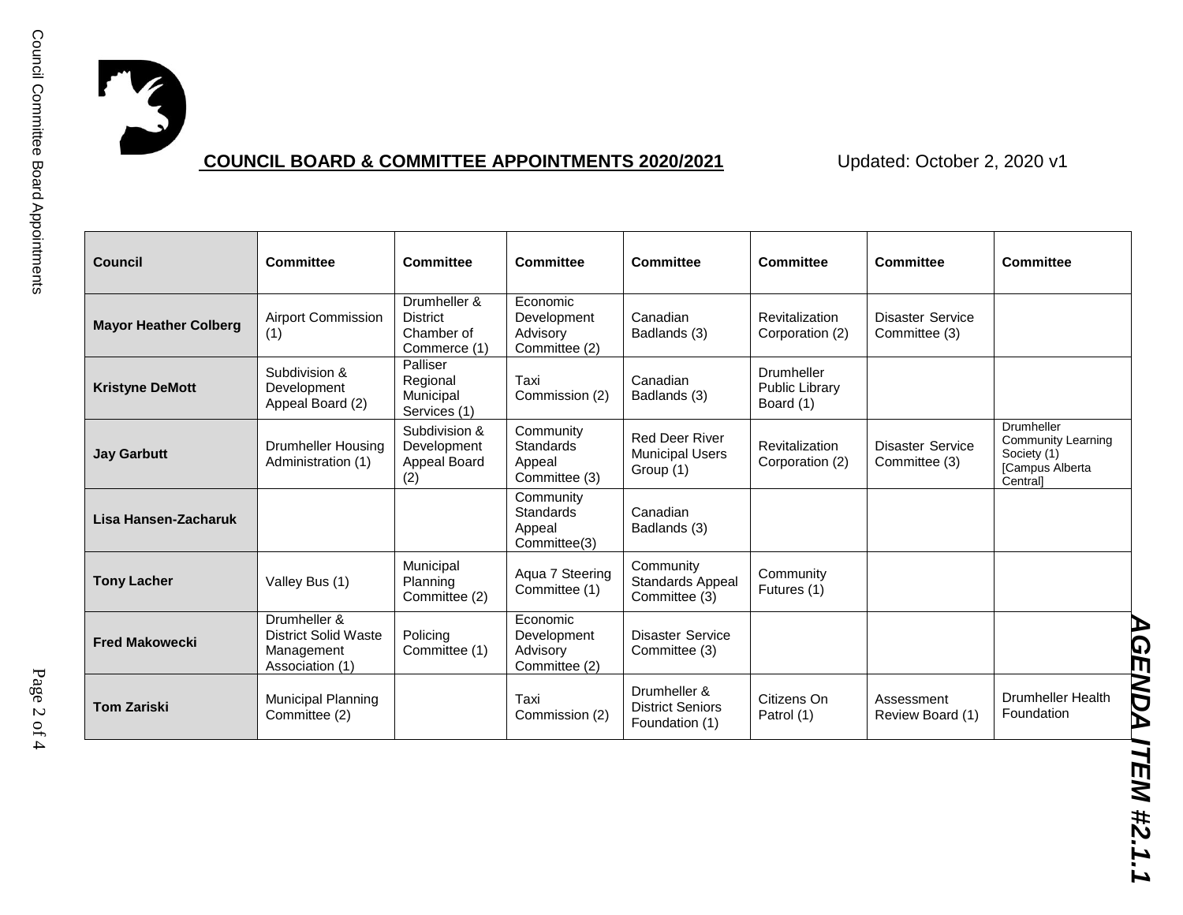**COUNCIL BOARD & COMMITTEE APPOINTMENTS 2020/2021**

Updated: October 2, 2020 v1

| Council | Committee | Committee | Committee | Committee | Committee | Committee | Committee |
|---|---|---|---|---|---|---|---|
| **Mayor Heather Colberg** | Airport Commission (1) | Drumheller & District Chamber of Commerce (1) | Economic Development Advisory Committee (2) | Canadian Badlands (3) | Revitalization Corporation (2) | Disaster Service Committee (3) | |
| **Kristyne DeMott** | Subdivision & Development Appeal Board (2) | Palliser Regional Municipal Services (1) | Taxi Commission (2) | Canadian Badlands (3) | Drumheller Public Library Board (1) | | |
| **Jay Garbutt** | Drumheller Housing Administration (1) | Subdivision & Development Appeal Board (2) | Community Standards Appeal Committee (3) | Red Deer River Municipal Users Group (1) | Revitalization Corporation (2) | Disaster Service Committee (3) | Drumheller Community Learning Society (1) [Campus Alberta Central] |
| **Lisa Hansen-Zacharuk** | | | Community Standards Appeal Committee(3) | Canadian Badlands (3) | | | |
| **Tony Lacher** | Valley Bus (1) | Municipal Planning Committee (2) | Aqua 7 Steering Committee (1) | Community Standards Appeal Committee (3) | Community Futures (1) | | |
| **Fred Makowecki** | Drumheller & District Solid Waste Management Association (1) | Policing Committee (1) | Economic Development Advisory Committee (2) | Disaster Service Committee (3) | | | |
| **Tom Zariski** | Municipal Planning Committee (2) | | Taxi Commission (2) | Drumheller & District Seniors Foundation (1) | Citizens On Patrol (1) | Assessment Review Board (1) | Drumheller Health Foundation |

***AGENDA ITEM #2.1.1***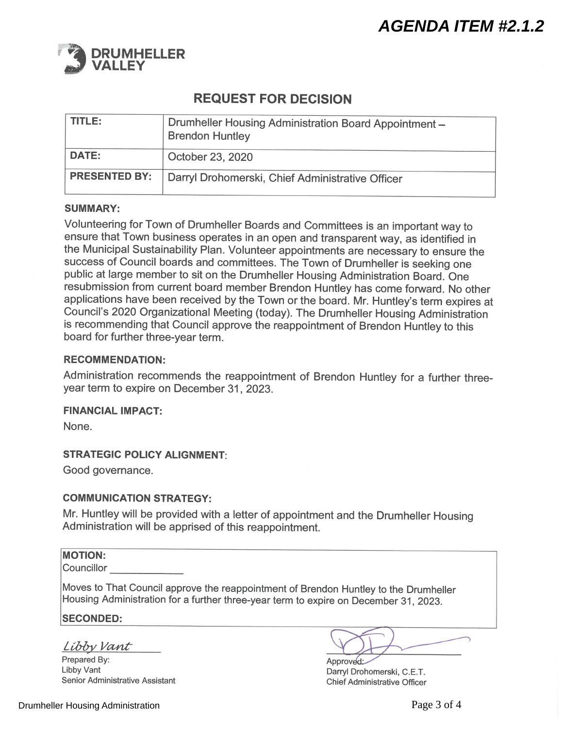**AGENDA ITEM #2.1.2**

DRUMHELLER VALLEY

# REQUEST FOR DECISION

| TITLE: | Drumheller Housing Administration Board Appointment – Brendon Huntley |
|---|---|
| DATE: | October 23, 2020 |
| PRESENTED BY: | Darryl Drohomerski, Chief Administrative Officer |

### SUMMARY:

Volunteering for Town of Drumheller Boards and Committees is an important way to ensure that Town business operates in an open and transparent way, as identified in the Municipal Sustainability Plan. Volunteer appointments are necessary to ensure the success of Council boards and committees. The Town of Drumheller is seeking one public at large member to sit on the Drumheller Housing Administration Board. One resubmission from current board member Brendon Huntley has come forward. No other applications have been received by the Town or the board. Mr. Huntley's term expires at Council's 2020 Organizational Meeting (today). The Drumheller Housing Administration is recommending that Council approve the reappointment of Brendon Huntley to this board for further three-year term.

### RECOMMENDATION:

Administration recommends the reappointment of Brendon Huntley for a further three-year term to expire on December 31, 2023.

### FINANCIAL IMPACT:

None.

### STRATEGIC POLICY ALIGNMENT:

Good governance.

### COMMUNICATION STRATEGY:

Mr. Huntley will be provided with a letter of appointment and the Drumheller Housing Administration will be apprised of this reappointment.

**MOTION:**

Councillor ____________

Moves to That Council approve the reappointment of Brendon Huntley to the Drumheller Housing Administration for a further three-year term to expire on December 31, 2023.

**SECONDED:**

*Libby Vant*

Prepared By:
Libby Vant
Senior Administrative Assistant

Approved:
Darryl Drohomerski, C.E.T.
Chief Administrative Officer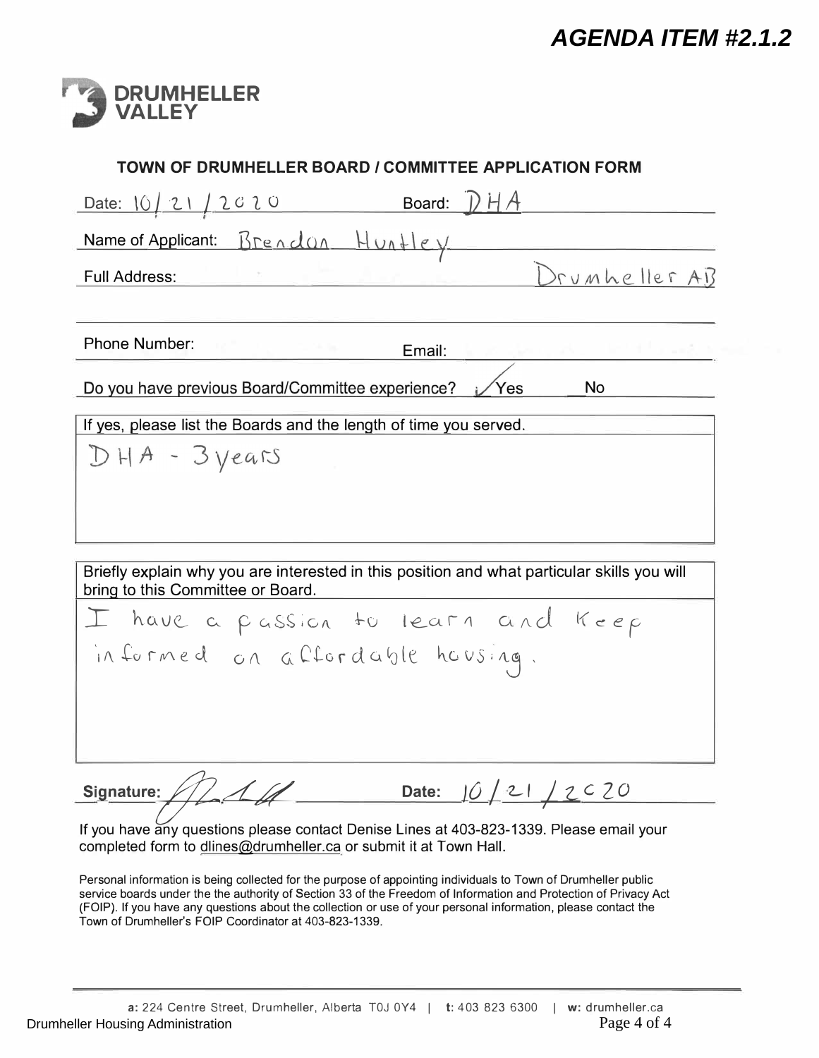# AGENDA ITEM #2.1.2

DRUMHELLER VALLEY

## TOWN OF DRUMHELLER BOARD / COMMITTEE APPLICATION FORM

Date: 10/21/2020 Board: DHA

Name of Applicant: Brendon Huntley

Full Address: Drumheller AB

Phone Number: Email:

Do you have previous Board/Committee experience? ✓ Yes \_\_No

If yes, please list the Boards and the length of time you served.

DHA - 3 years

Briefly explain why you are interested in this position and what particular skills you will bring to this Committee or Board.

I have a passion to learn and keep informed on affordable housing.

Signature: Date: 10/21/2020

If you have any questions please contact Denise Lines at 403-823-1339. Please email your completed form to dlines@drumheller.ca or submit it at Town Hall.

Personal information is being collected for the purpose of appointing individuals to Town of Drumheller public service boards under the the authority of Section 33 of the Freedom of Information and Protection of Privacy Act (FOIP). If you have any questions about the collection or use of your personal information, please contact the Town of Drumheller's FOIP Coordinator at 403-823-1339.

a: 224 Centre Street, Drumheller, Alberta T0J 0Y4 | t: 403 823 6300 | w: drumheller.ca